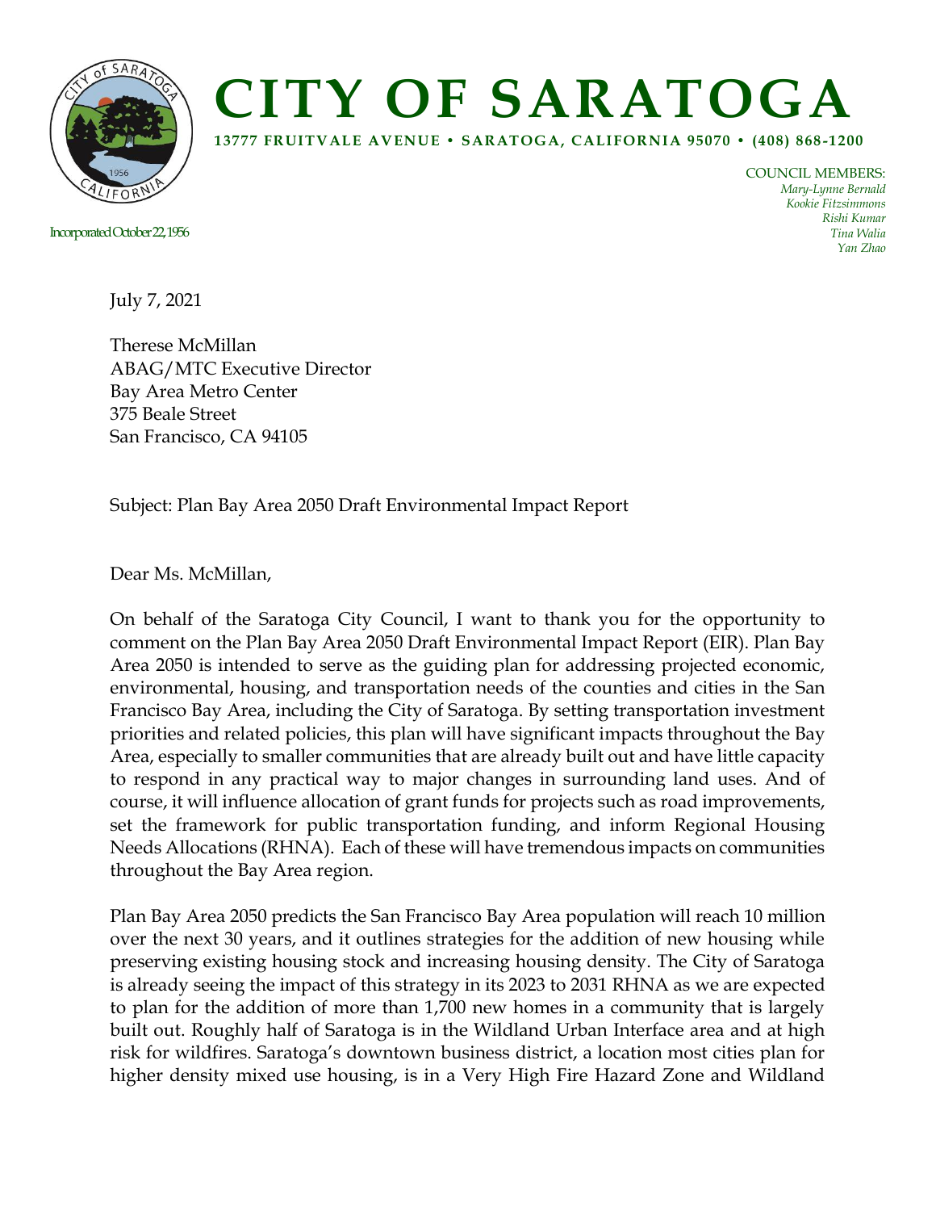# CITY OF SARATOGA

**13777 FRUITVALE AVENUE • SARATOGA, CALIFORNIA 95070 • (408) 868-1200**

Incorporated October 22, 1956

COUNCIL MEMBERS:
*Mary-Lynne Bernald*
*Kookie Fitzsimmons*
*Rishi Kumar*
*Tina Walia*
*Yan Zhao*

July 7, 2021

Therese McMillan
ABAG/MTC Executive Director
Bay Area Metro Center
375 Beale Street
San Francisco, CA 94105

Subject: Plan Bay Area 2050 Draft Environmental Impact Report

Dear Ms. McMillan,

On behalf of the Saratoga City Council, I want to thank you for the opportunity to comment on the Plan Bay Area 2050 Draft Environmental Impact Report (EIR). Plan Bay Area 2050 is intended to serve as the guiding plan for addressing projected economic, environmental, housing, and transportation needs of the counties and cities in the San Francisco Bay Area, including the City of Saratoga. By setting transportation investment priorities and related policies, this plan will have significant impacts throughout the Bay Area, especially to smaller communities that are already built out and have little capacity to respond in any practical way to major changes in surrounding land uses. And of course, it will influence allocation of grant funds for projects such as road improvements, set the framework for public transportation funding, and inform Regional Housing Needs Allocations (RHNA). Each of these will have tremendous impacts on communities throughout the Bay Area region.

Plan Bay Area 2050 predicts the San Francisco Bay Area population will reach 10 million over the next 30 years, and it outlines strategies for the addition of new housing while preserving existing housing stock and increasing housing density. The City of Saratoga is already seeing the impact of this strategy in its 2023 to 2031 RHNA as we are expected to plan for the addition of more than 1,700 new homes in a community that is largely built out. Roughly half of Saratoga is in the Wildland Urban Interface area and at high risk for wildfires. Saratoga's downtown business district, a location most cities plan for higher density mixed use housing, is in a Very High Fire Hazard Zone and Wildland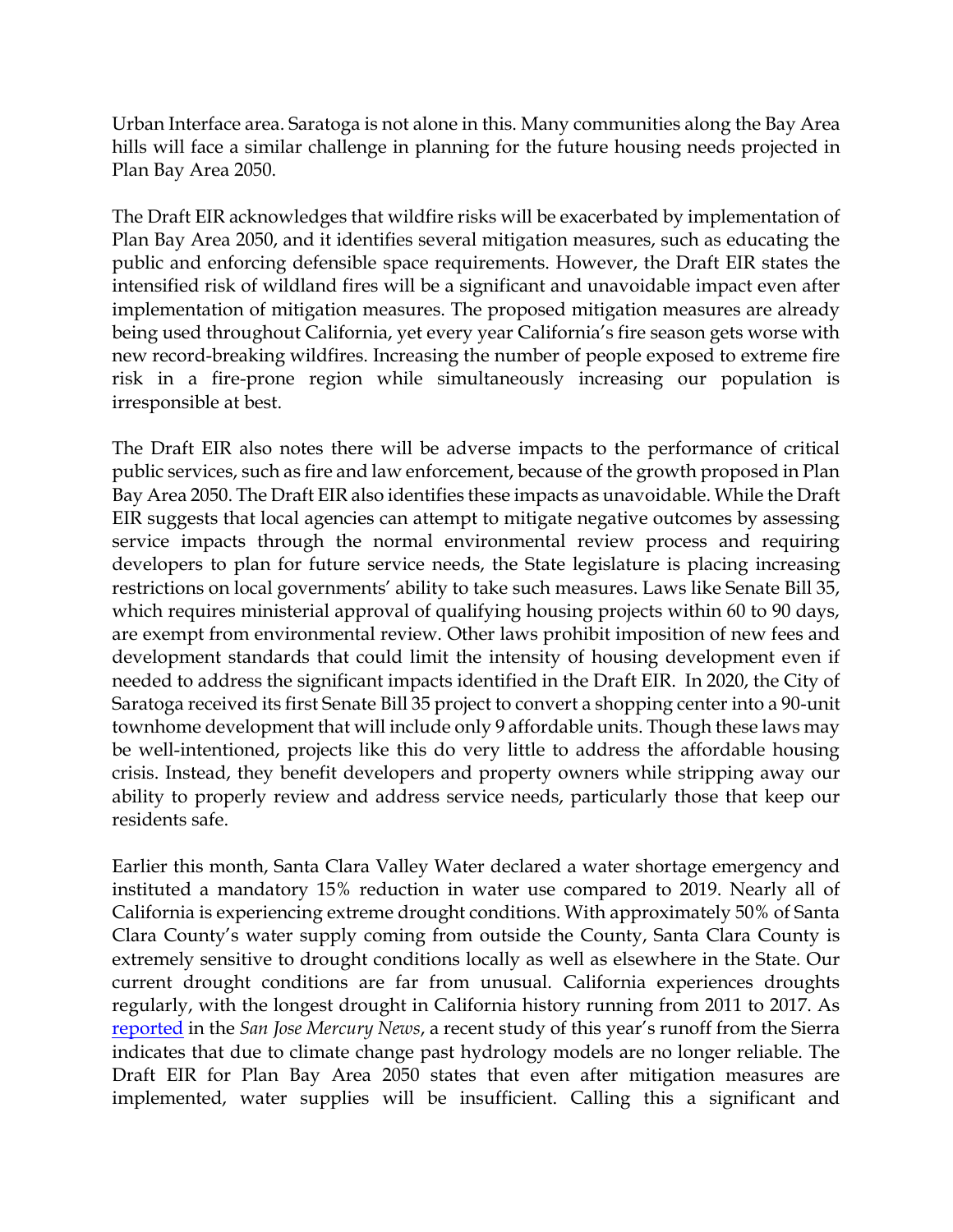Urban Interface area. Saratoga is not alone in this. Many communities along the Bay Area hills will face a similar challenge in planning for the future housing needs projected in Plan Bay Area 2050.

The Draft EIR acknowledges that wildfire risks will be exacerbated by implementation of Plan Bay Area 2050, and it identifies several mitigation measures, such as educating the public and enforcing defensible space requirements. However, the Draft EIR states the intensified risk of wildland fires will be a significant and unavoidable impact even after implementation of mitigation measures. The proposed mitigation measures are already being used throughout California, yet every year California's fire season gets worse with new record-breaking wildfires. Increasing the number of people exposed to extreme fire risk in a fire-prone region while simultaneously increasing our population is irresponsible at best.

The Draft EIR also notes there will be adverse impacts to the performance of critical public services, such as fire and law enforcement, because of the growth proposed in Plan Bay Area 2050. The Draft EIR also identifies these impacts as unavoidable. While the Draft EIR suggests that local agencies can attempt to mitigate negative outcomes by assessing service impacts through the normal environmental review process and requiring developers to plan for future service needs, the State legislature is placing increasing restrictions on local governments' ability to take such measures. Laws like Senate Bill 35, which requires ministerial approval of qualifying housing projects within 60 to 90 days, are exempt from environmental review. Other laws prohibit imposition of new fees and development standards that could limit the intensity of housing development even if needed to address the significant impacts identified in the Draft EIR. In 2020, the City of Saratoga received its first Senate Bill 35 project to convert a shopping center into a 90-unit townhome development that will include only 9 affordable units. Though these laws may be well-intentioned, projects like this do very little to address the affordable housing crisis. Instead, they benefit developers and property owners while stripping away our ability to properly review and address service needs, particularly those that keep our residents safe.

Earlier this month, Santa Clara Valley Water declared a water shortage emergency and instituted a mandatory 15% reduction in water use compared to 2019. Nearly all of California is experiencing extreme drought conditions. With approximately 50% of Santa Clara County's water supply coming from outside the County, Santa Clara County is extremely sensitive to drought conditions locally as well as elsewhere in the State. Our current drought conditions are far from unusual. California experiences droughts regularly, with the longest drought in California history running from 2011 to 2017. As reported in the *San Jose Mercury News*, a recent study of this year's runoff from the Sierra indicates that due to climate change past hydrology models are no longer reliable. The Draft EIR for Plan Bay Area 2050 states that even after mitigation measures are implemented, water supplies will be insufficient. Calling this a significant and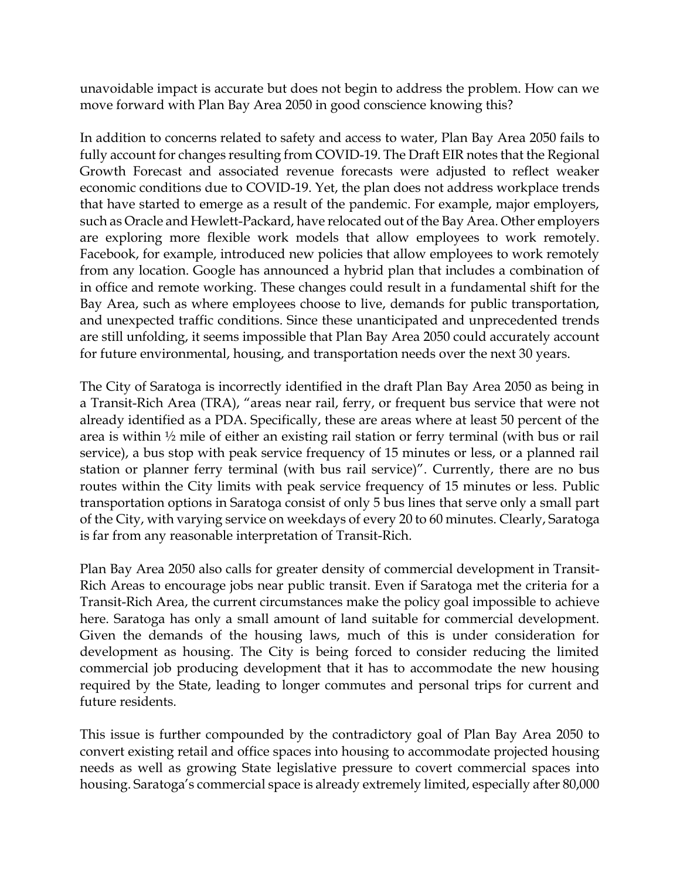unavoidable impact is accurate but does not begin to address the problem. How can we move forward with Plan Bay Area 2050 in good conscience knowing this?

In addition to concerns related to safety and access to water, Plan Bay Area 2050 fails to fully account for changes resulting from COVID-19. The Draft EIR notes that the Regional Growth Forecast and associated revenue forecasts were adjusted to reflect weaker economic conditions due to COVID-19. Yet, the plan does not address workplace trends that have started to emerge as a result of the pandemic. For example, major employers, such as Oracle and Hewlett-Packard, have relocated out of the Bay Area. Other employers are exploring more flexible work models that allow employees to work remotely. Facebook, for example, introduced new policies that allow employees to work remotely from any location. Google has announced a hybrid plan that includes a combination of in office and remote working. These changes could result in a fundamental shift for the Bay Area, such as where employees choose to live, demands for public transportation, and unexpected traffic conditions. Since these unanticipated and unprecedented trends are still unfolding, it seems impossible that Plan Bay Area 2050 could accurately account for future environmental, housing, and transportation needs over the next 30 years.

The City of Saratoga is incorrectly identified in the draft Plan Bay Area 2050 as being in a Transit-Rich Area (TRA), "areas near rail, ferry, or frequent bus service that were not already identified as a PDA. Specifically, these are areas where at least 50 percent of the area is within ½ mile of either an existing rail station or ferry terminal (with bus or rail service), a bus stop with peak service frequency of 15 minutes or less, or a planned rail station or planner ferry terminal (with bus rail service)". Currently, there are no bus routes within the City limits with peak service frequency of 15 minutes or less. Public transportation options in Saratoga consist of only 5 bus lines that serve only a small part of the City, with varying service on weekdays of every 20 to 60 minutes. Clearly, Saratoga is far from any reasonable interpretation of Transit-Rich.

Plan Bay Area 2050 also calls for greater density of commercial development in Transit-Rich Areas to encourage jobs near public transit. Even if Saratoga met the criteria for a Transit-Rich Area, the current circumstances make the policy goal impossible to achieve here. Saratoga has only a small amount of land suitable for commercial development. Given the demands of the housing laws, much of this is under consideration for development as housing. The City is being forced to consider reducing the limited commercial job producing development that it has to accommodate the new housing required by the State, leading to longer commutes and personal trips for current and future residents.

This issue is further compounded by the contradictory goal of Plan Bay Area 2050 to convert existing retail and office spaces into housing to accommodate projected housing needs as well as growing State legislative pressure to covert commercial spaces into housing. Saratoga's commercial space is already extremely limited, especially after 80,000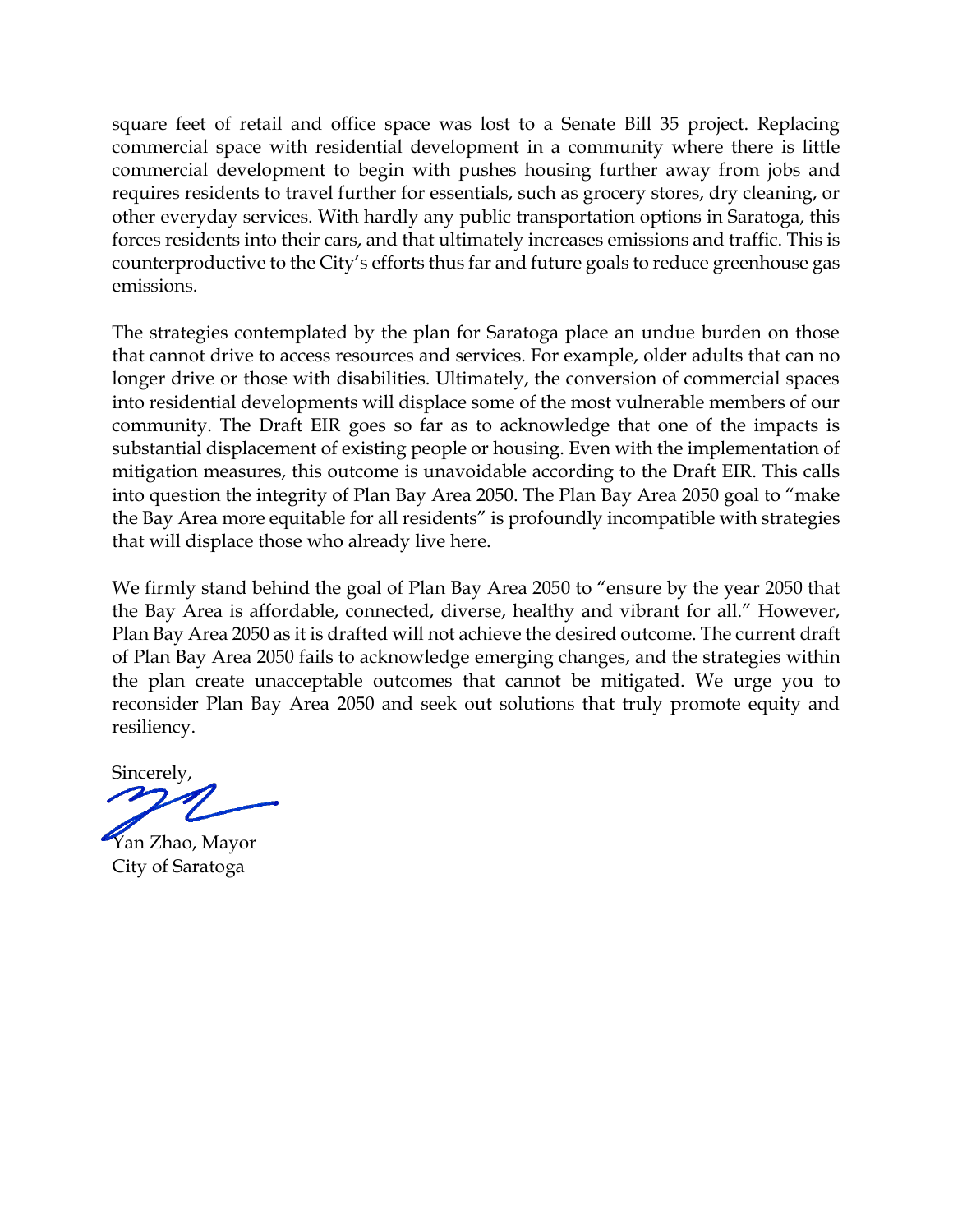square feet of retail and office space was lost to a Senate Bill 35 project. Replacing commercial space with residential development in a community where there is little commercial development to begin with pushes housing further away from jobs and requires residents to travel further for essentials, such as grocery stores, dry cleaning, or other everyday services. With hardly any public transportation options in Saratoga, this forces residents into their cars, and that ultimately increases emissions and traffic. This is counterproductive to the City's efforts thus far and future goals to reduce greenhouse gas emissions.

The strategies contemplated by the plan for Saratoga place an undue burden on those that cannot drive to access resources and services. For example, older adults that can no longer drive or those with disabilities. Ultimately, the conversion of commercial spaces into residential developments will displace some of the most vulnerable members of our community. The Draft EIR goes so far as to acknowledge that one of the impacts is substantial displacement of existing people or housing. Even with the implementation of mitigation measures, this outcome is unavoidable according to the Draft EIR. This calls into question the integrity of Plan Bay Area 2050. The Plan Bay Area 2050 goal to "make the Bay Area more equitable for all residents" is profoundly incompatible with strategies that will displace those who already live here.

We firmly stand behind the goal of Plan Bay Area 2050 to "ensure by the year 2050 that the Bay Area is affordable, connected, diverse, healthy and vibrant for all." However, Plan Bay Area 2050 as it is drafted will not achieve the desired outcome. The current draft of Plan Bay Area 2050 fails to acknowledge emerging changes, and the strategies within the plan create unacceptable outcomes that cannot be mitigated. We urge you to reconsider Plan Bay Area 2050 and seek out solutions that truly promote equity and resiliency.

Sincerely,

Yan Zhao, Mayor
City of Saratoga